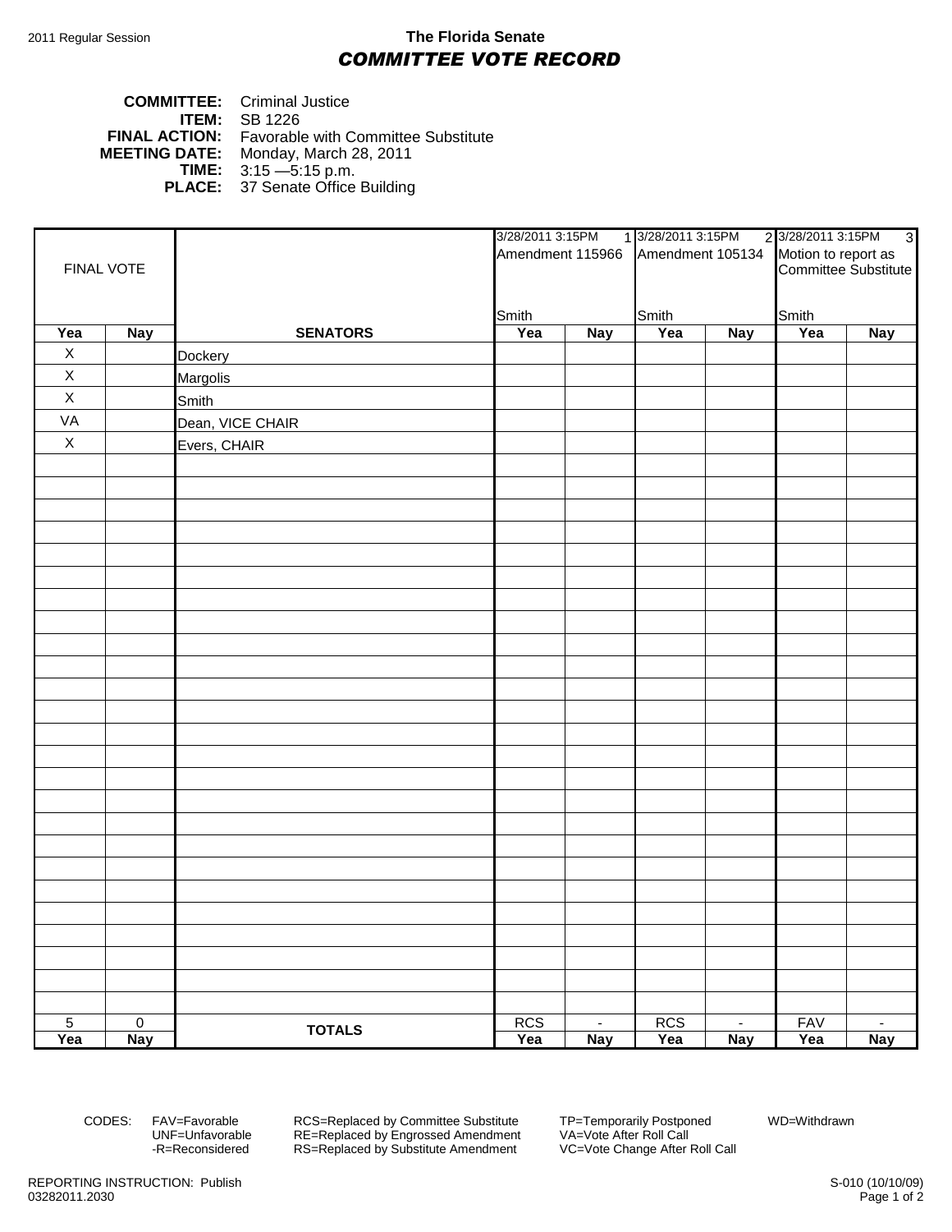2011 Regular Session

# The Florida Senate
## *COMMITTEE VOTE RECORD*

**COMMITTEE:** Criminal Justice
**ITEM:** SB 1226
**FINAL ACTION:** Favorable with Committee Substitute
**MEETING DATE:** Monday, March 28, 2011
**TIME:** 3:15 —5:15 p.m.
**PLACE:** 37 Senate Office Building

| FINAL VOTE | | | 3/28/2011 3:15PM 1 Amendment 115966 Smith | | 3/28/2011 3:15PM 2 Amendment 105134 Smith | | 3/28/2011 3:15PM 3 Motion to report as Committee Substitute Smith | |
|---|---|---|---|---|---|---|---|---|
| **Yea** | **Nay** | **SENATORS** | **Yea** | **Nay** | **Yea** | **Nay** | **Yea** | **Nay** |
| X | | Dockery | | | | | | |
| X | | Margolis | | | | | | |
| X | | Smith | | | | | | |
| VA | | Dean, VICE CHAIR | | | | | | |
| X | | Evers, CHAIR | | | | | | |
| 5 | 0 | **TOTALS** | RCS | - | RCS | - | FAV | - |
| **Yea** | **Nay** | | **Yea** | **Nay** | **Yea** | **Nay** | **Yea** | **Nay** |

CODES: FAV=Favorable, UNF=Unfavorable, -R=Reconsidered, RCS=Replaced by Committee Substitute, RE=Replaced by Engrossed Amendment, RS=Replaced by Substitute Amendment, TP=Temporarily Postponed, VA=Vote After Roll Call, VC=Vote Change After Roll Call, WD=Withdrawn

REPORTING INSTRUCTION: Publish
03282011.2030

S-010 (10/10/09)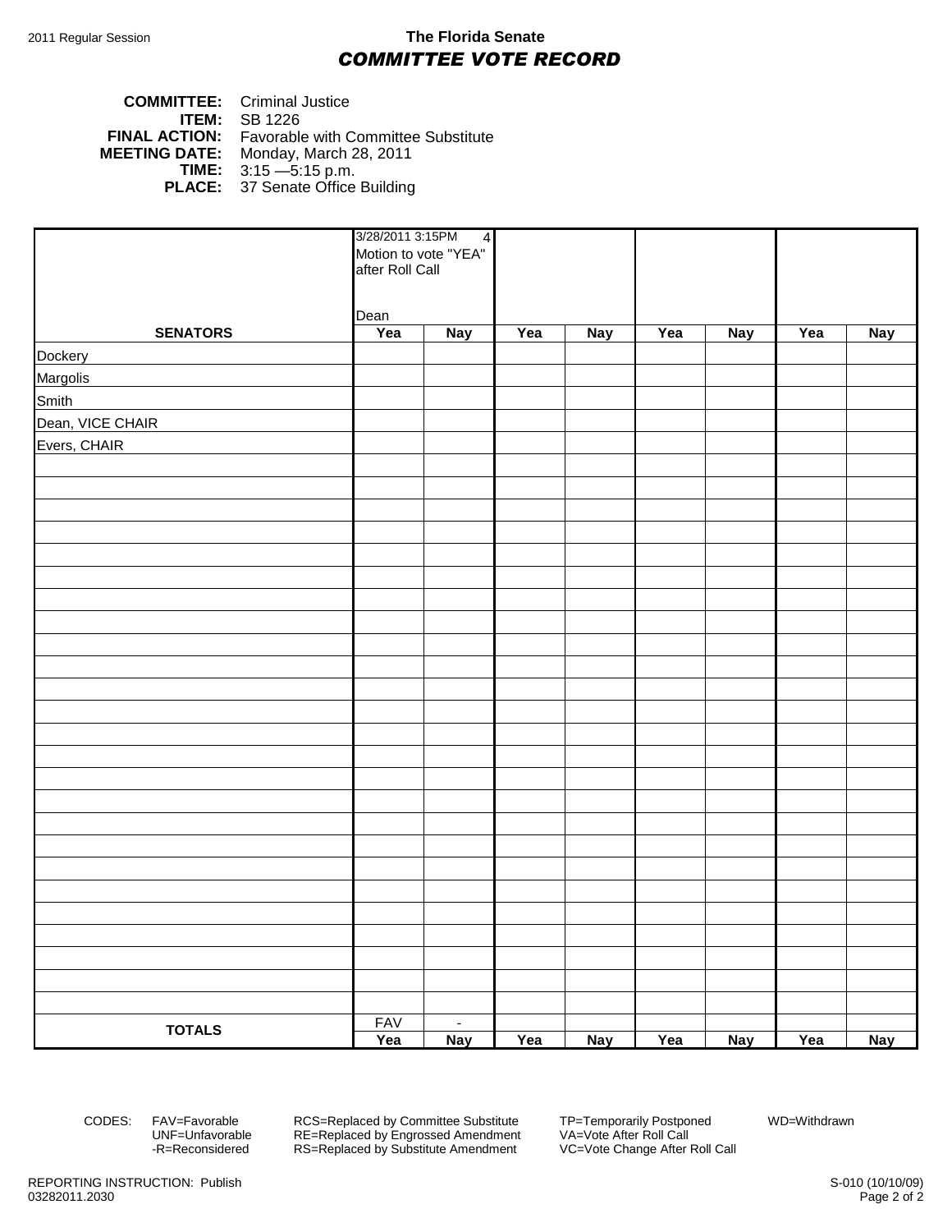2011 Regular Session

**The Florida Senate**

***COMMITTEE VOTE RECORD***

**COMMITTEE:** Criminal Justice
**ITEM:** SB 1226
**FINAL ACTION:** Favorable with Committee Substitute
**MEETING DATE:** Monday, March 28, 2011
**TIME:** 3:15 —5:15 p.m.
**PLACE:** 37 Senate Office Building

| | 3/28/2011 3:15PM 4 Motion to vote "YEA" after Roll Call Dean | | | | | | | |
|---|---|---|---|---|---|---|---|---|
| **SENATORS** | **Yea** | **Nay** | **Yea** | **Nay** | **Yea** | **Nay** | **Yea** | **Nay** |
| Dockery | | | | | | | | |
| Margolis | | | | | | | | |
| Smith | | | | | | | | |
| Dean, VICE CHAIR | | | | | | | | |
| Evers, CHAIR | | | | | | | | |
| **TOTALS** | FAV | - | | | | | | |
| | **Yea** | **Nay** | **Yea** | **Nay** | **Yea** | **Nay** | **Yea** | **Nay** |

CODES: FAV=Favorable, UNF=Unfavorable, -R=Reconsidered, RCS=Replaced by Committee Substitute, RE=Replaced by Engrossed Amendment, RS=Replaced by Substitute Amendment, TP=Temporarily Postponed, VA=Vote After Roll Call, VC=Vote Change After Roll Call, WD=Withdrawn

REPORTING INSTRUCTION: Publish
03282011.2030

S-010 (10/10/09)